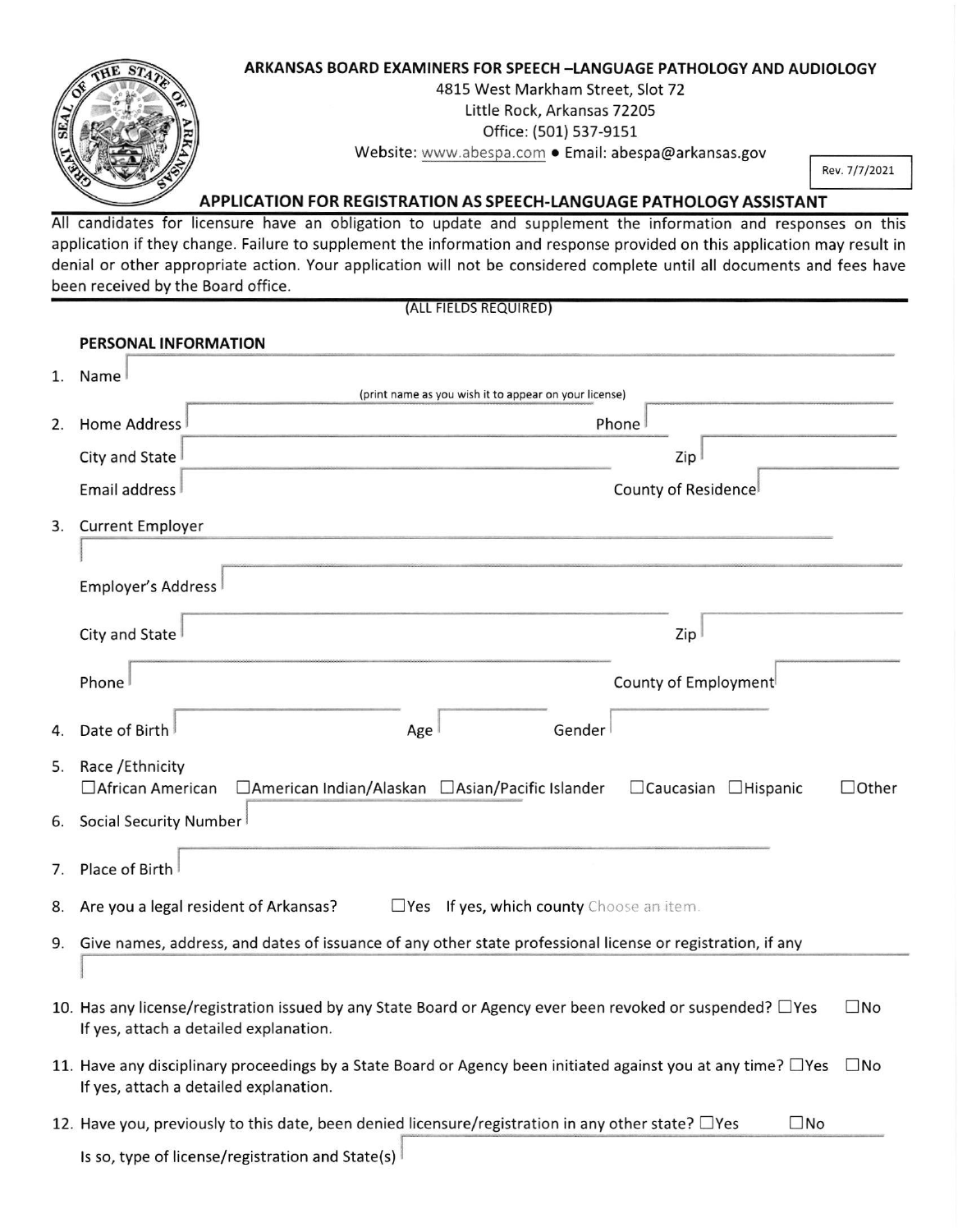**ARKANSAS BOARD EXAMINERS FOR SPEECH –LANGUAGE PATHOLOGY AND AUDIOLOGY**

4815 West Markham Street, Slot 72
Little Rock, Arkansas 72205
Office: (501) 537-9151
Website: www.abespa.com • Email: abespa@arkansas.gov

Rev. 7/7/2021

## APPLICATION FOR REGISTRATION AS SPEECH-LANGUAGE PATHOLOGY ASSISTANT

All candidates for licensure have an obligation to update and supplement the information and responses on this application if they change. Failure to supplement the information and response provided on this application may result in denial or other appropriate action. Your application will not be considered complete until all documents and fees have been received by the Board office.

(ALL FIELDS REQUIRED)

### PERSONAL INFORMATION

1. Name
   (print name as you wish it to appear on your license)
2. Home Address Phone
   City and State Zip
   Email address County of Residence
3. Current Employer
   Employer's Address
   City and State Zip
   Phone County of Employment
4. Date of Birth Age Gender
5. Race /Ethnicity
   ☐African American ☐American Indian/Alaskan ☐Asian/Pacific Islander ☐Caucasian ☐Hispanic ☐Other
6. Social Security Number
7. Place of Birth
8. Are you a legal resident of Arkansas? ☐Yes If yes, which county Choose an item.
9. Give names, address, and dates of issuance of any other state professional license or registration, if any
10. Has any license/registration issued by any State Board or Agency ever been revoked or suspended? ☐Yes ☐No
    If yes, attach a detailed explanation.
11. Have any disciplinary proceedings by a State Board or Agency been initiated against you at any time? ☐Yes ☐No
    If yes, attach a detailed explanation.
12. Have you, previously to this date, been denied licensure/registration in any other state? ☐Yes ☐No
    Is so, type of license/registration and State(s)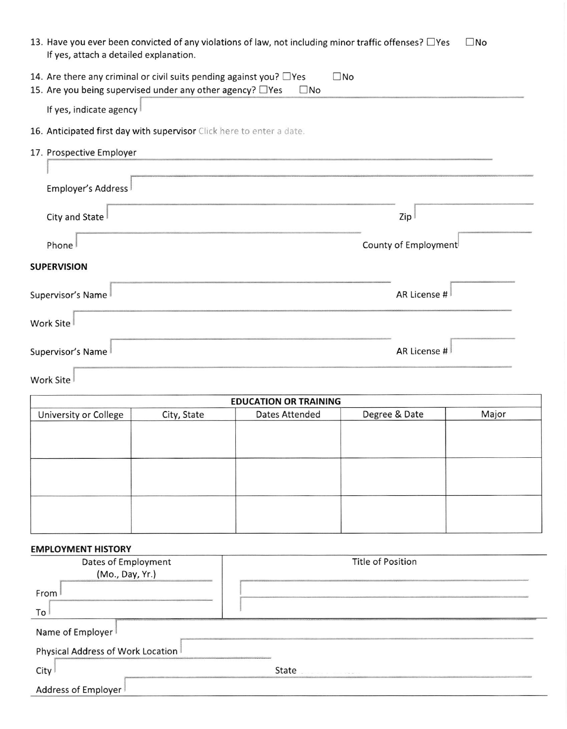13. Have you ever been convicted of any violations of law, not including minor traffic offenses? ☐Yes ☐No
    If yes, attach a detailed explanation.

14. Are there any criminal or civil suits pending against you? ☐Yes ☐No
15. Are you being supervised under any other agency? ☐Yes ☐No
    If yes, indicate agency

16. Anticipated first day with supervisor Click here to enter a date.

17. Prospective Employer

    Employer's Address

    City and State Zip

    Phone County of Employment

**SUPERVISION**

Supervisor's Name AR License #

Work Site

Supervisor's Name AR License #

Work Site

| EDUCATION OR TRAINING | | | | |
|---|---|---|---|---|
| University or College | City, State | Dates Attended | Degree & Date | Major |
| | | | | |
| | | | | |
| | | | | |

**EMPLOYMENT HISTORY**

| Dates of Employment (Mo., Day, Yr.) | Title of Position |
|---|---|
| From | |
| To | |

Name of Employer

Physical Address of Work Location

City State

Address of Employer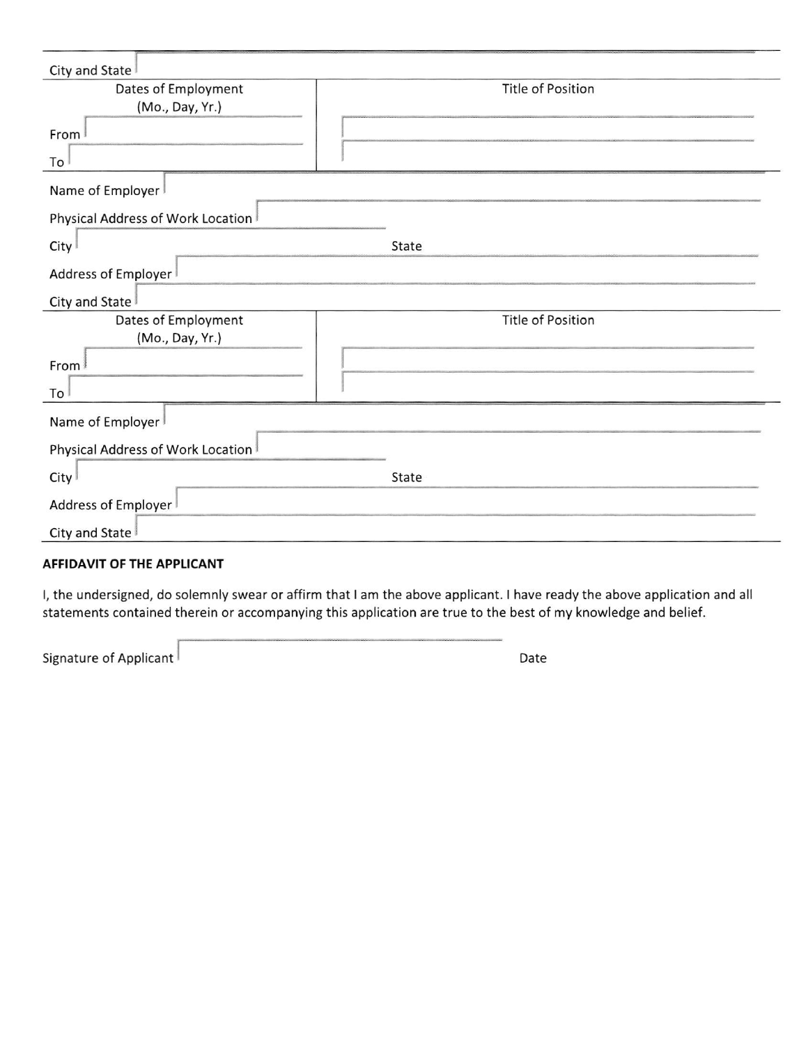City and State

| Dates of Employment (Mo., Day, Yr.) | Title of Position |
|---|---|
| From | |
| To | |

Name of Employer

Physical Address of Work Location

City | State

Address of Employer

City and State

| Dates of Employment (Mo., Day, Yr.) | Title of Position |
|---|---|
| From | |
| To | |

Name of Employer

Physical Address of Work Location

City | State

Address of Employer

City and State

**AFFIDAVIT OF THE APPLICANT**

I, the undersigned, do solemnly swear or affirm that I am the above applicant. I have ready the above application and all statements contained therein or accompanying this application are true to the best of my knowledge and belief.

Signature of Applicant | Date